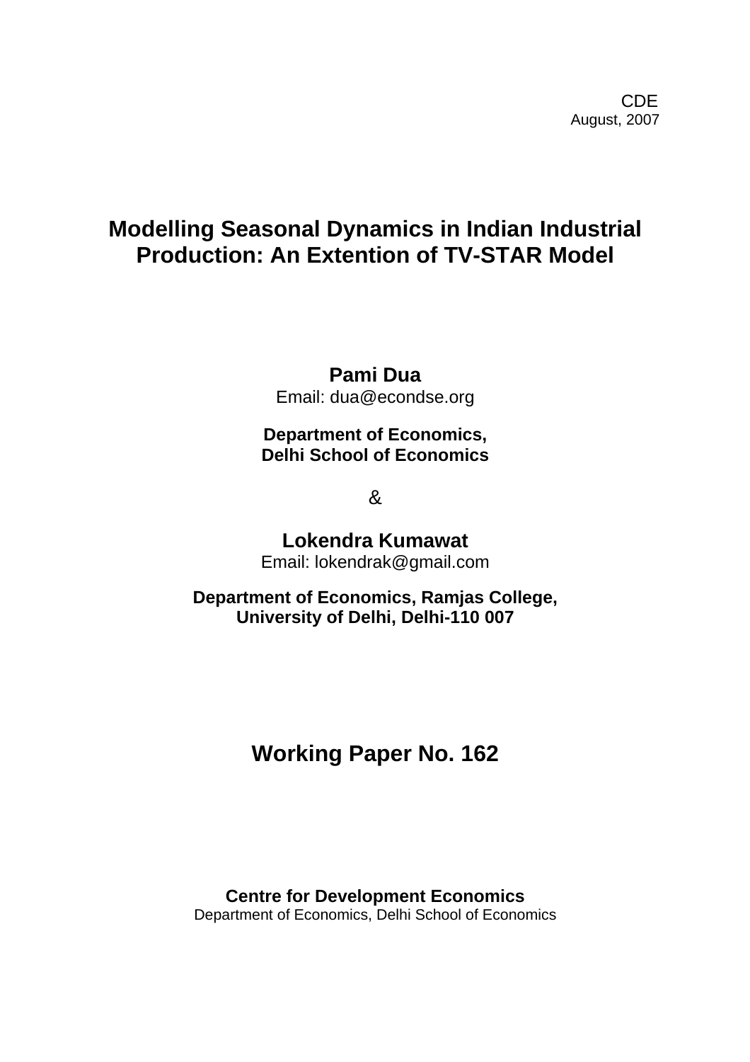CDE
August, 2007

# Modelling Seasonal Dynamics in Indian Industrial Production: An Extention of TV-STAR Model

**Pami Dua**
Email: dua@econdse.org

**Department of Economics,**
**Delhi School of Economics**

&

**Lokendra Kumawat**
Email: lokendrak@gmail.com

**Department of Economics, Ramjas College,**
**University of Delhi, Delhi-110 007**

## Working Paper No. 162

**Centre for Development Economics**
Department of Economics, Delhi School of Economics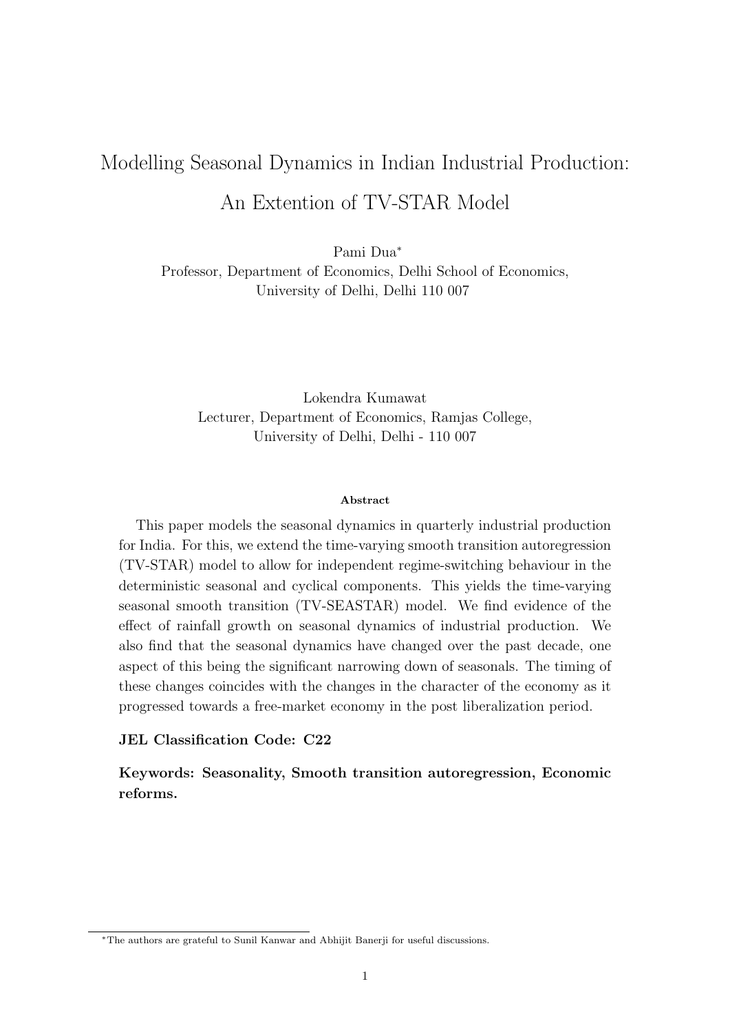# Modelling Seasonal Dynamics in Indian Industrial Production: An Extention of TV-STAR Model

Pami Dua*
Professor, Department of Economics, Delhi School of Economics,
University of Delhi, Delhi 110 007

Lokendra Kumawat
Lecturer, Department of Economics, Ramjas College,
University of Delhi, Delhi - 110 007

###### Abstract

This paper models the seasonal dynamics in quarterly industrial production for India. For this, we extend the time-varying smooth transition autoregression (TV-STAR) model to allow for independent regime-switching behaviour in the deterministic seasonal and cyclical components. This yields the time-varying seasonal smooth transition (TV-SEASTAR) model. We find evidence of the effect of rainfall growth on seasonal dynamics of industrial production. We also find that the seasonal dynamics have changed over the past decade, one aspect of this being the significant narrowing down of seasonals. The timing of these changes coincides with the changes in the character of the economy as it progressed towards a free-market economy in the post liberalization period.

**JEL Classification Code: C22**

**Keywords: Seasonality, Smooth transition autoregression, Economic reforms.**

*The authors are grateful to Sunil Kanwar and Abhijit Banerji for useful discussions.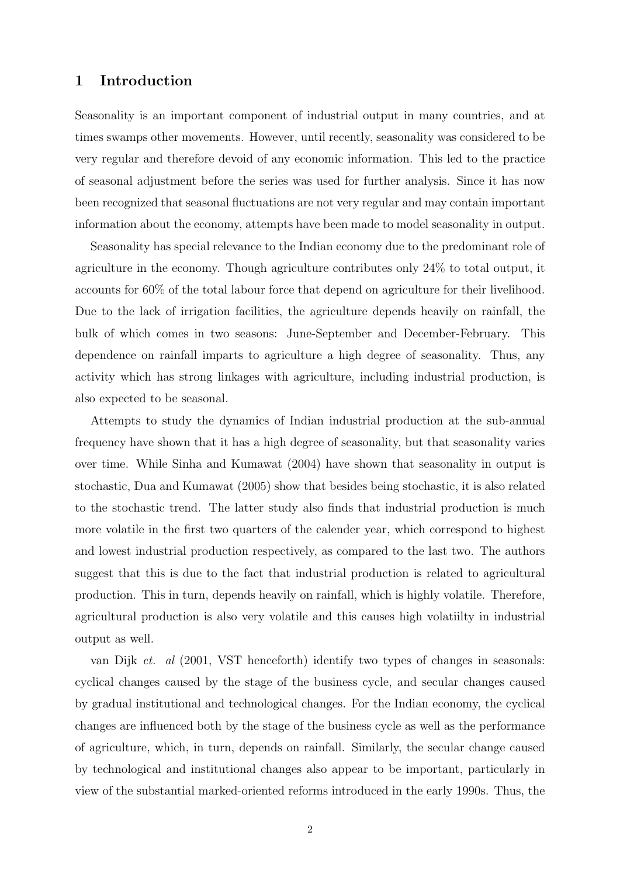## 1 Introduction

Seasonality is an important component of industrial output in many countries, and at times swamps other movements. However, until recently, seasonality was considered to be very regular and therefore devoid of any economic information. This led to the practice of seasonal adjustment before the series was used for further analysis. Since it has now been recognized that seasonal fluctuations are not very regular and may contain important information about the economy, attempts have been made to model seasonality in output.

Seasonality has special relevance to the Indian economy due to the predominant role of agriculture in the economy. Though agriculture contributes only 24% to total output, it accounts for 60% of the total labour force that depend on agriculture for their livelihood. Due to the lack of irrigation facilities, the agriculture depends heavily on rainfall, the bulk of which comes in two seasons: June-September and December-February. This dependence on rainfall imparts to agriculture a high degree of seasonality. Thus, any activity which has strong linkages with agriculture, including industrial production, is also expected to be seasonal.

Attempts to study the dynamics of Indian industrial production at the sub-annual frequency have shown that it has a high degree of seasonality, but that seasonality varies over time. While Sinha and Kumawat (2004) have shown that seasonality in output is stochastic, Dua and Kumawat (2005) show that besides being stochastic, it is also related to the stochastic trend. The latter study also finds that industrial production is much more volatile in the first two quarters of the calender year, which correspond to highest and lowest industrial production respectively, as compared to the last two. The authors suggest that this is due to the fact that industrial production is related to agricultural production. This in turn, depends heavily on rainfall, which is highly volatile. Therefore, agricultural production is also very volatile and this causes high volatiilty in industrial output as well.

van Dijk *et. al* (2001, VST henceforth) identify two types of changes in seasonals: cyclical changes caused by the stage of the business cycle, and secular changes caused by gradual institutional and technological changes. For the Indian economy, the cyclical changes are influenced both by the stage of the business cycle as well as the performance of agriculture, which, in turn, depends on rainfall. Similarly, the secular change caused by technological and institutional changes also appear to be important, particularly in view of the substantial marked-oriented reforms introduced in the early 1990s. Thus, the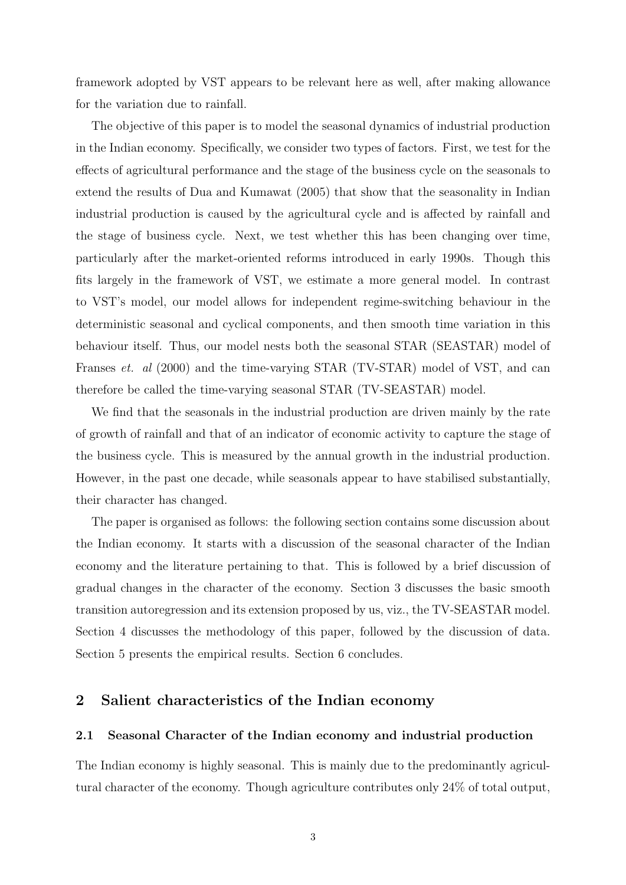framework adopted by VST appears to be relevant here as well, after making allowance for the variation due to rainfall.

The objective of this paper is to model the seasonal dynamics of industrial production in the Indian economy. Specifically, we consider two types of factors. First, we test for the effects of agricultural performance and the stage of the business cycle on the seasonals to extend the results of Dua and Kumawat (2005) that show that the seasonality in Indian industrial production is caused by the agricultural cycle and is affected by rainfall and the stage of business cycle. Next, we test whether this has been changing over time, particularly after the market-oriented reforms introduced in early 1990s. Though this fits largely in the framework of VST, we estimate a more general model. In contrast to VST's model, our model allows for independent regime-switching behaviour in the deterministic seasonal and cyclical components, and then smooth time variation in this behaviour itself. Thus, our model nests both the seasonal STAR (SEASTAR) model of Franses *et. al* (2000) and the time-varying STAR (TV-STAR) model of VST, and can therefore be called the time-varying seasonal STAR (TV-SEASTAR) model.

We find that the seasonals in the industrial production are driven mainly by the rate of growth of rainfall and that of an indicator of economic activity to capture the stage of the business cycle. This is measured by the annual growth in the industrial production. However, in the past one decade, while seasonals appear to have stabilised substantially, their character has changed.

The paper is organised as follows: the following section contains some discussion about the Indian economy. It starts with a discussion of the seasonal character of the Indian economy and the literature pertaining to that. This is followed by a brief discussion of gradual changes in the character of the economy. Section 3 discusses the basic smooth transition autoregression and its extension proposed by us, viz., the TV-SEASTAR model. Section 4 discusses the methodology of this paper, followed by the discussion of data. Section 5 presents the empirical results. Section 6 concludes.

## 2 Salient characteristics of the Indian economy

### 2.1 Seasonal Character of the Indian economy and industrial production

The Indian economy is highly seasonal. This is mainly due to the predominantly agricultural character of the economy. Though agriculture contributes only 24% of total output,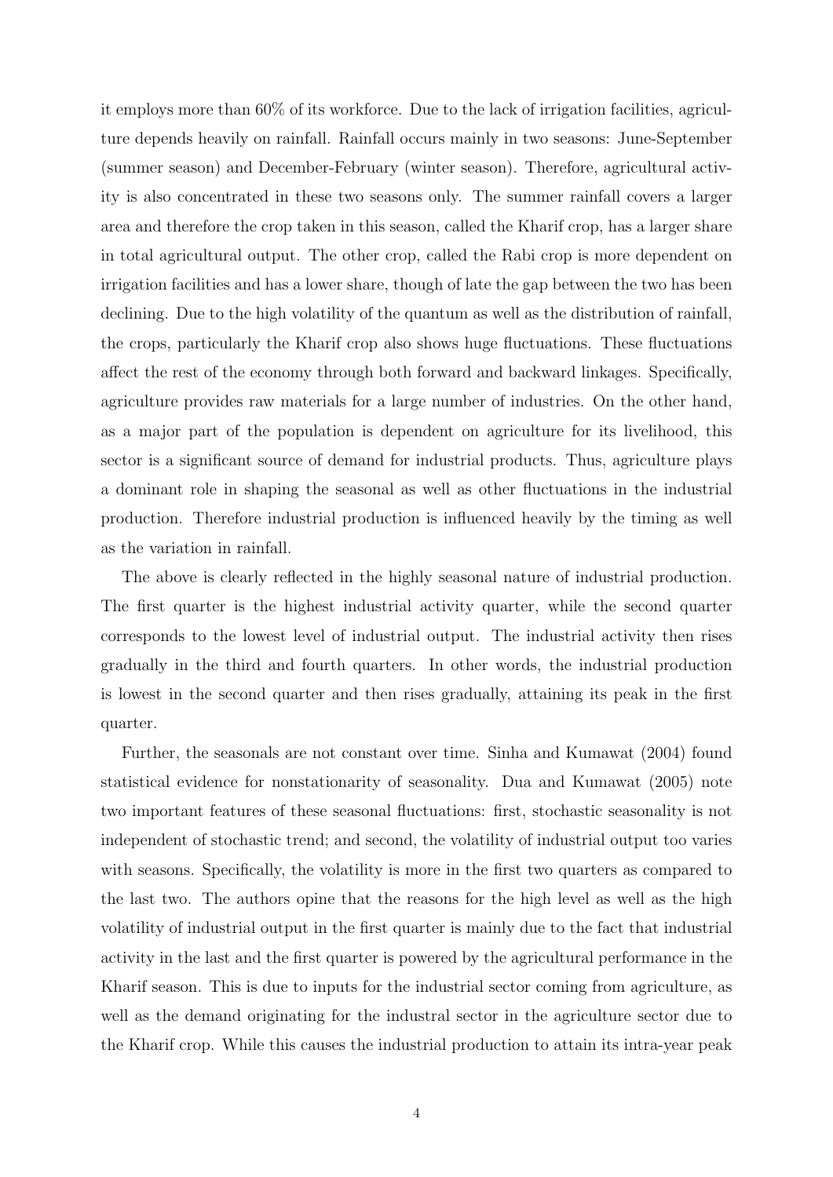it employs more than 60% of its workforce. Due to the lack of irrigation facilities, agriculture depends heavily on rainfall. Rainfall occurs mainly in two seasons: June-September (summer season) and December-February (winter season). Therefore, agricultural activity is also concentrated in these two seasons only. The summer rainfall covers a larger area and therefore the crop taken in this season, called the Kharif crop, has a larger share in total agricultural output. The other crop, called the Rabi crop is more dependent on irrigation facilities and has a lower share, though of late the gap between the two has been declining. Due to the high volatility of the quantum as well as the distribution of rainfall, the crops, particularly the Kharif crop also shows huge fluctuations. These fluctuations affect the rest of the economy through both forward and backward linkages. Specifically, agriculture provides raw materials for a large number of industries. On the other hand, as a major part of the population is dependent on agriculture for its livelihood, this sector is a significant source of demand for industrial products. Thus, agriculture plays a dominant role in shaping the seasonal as well as other fluctuations in the industrial production. Therefore industrial production is influenced heavily by the timing as well as the variation in rainfall.

The above is clearly reflected in the highly seasonal nature of industrial production. The first quarter is the highest industrial activity quarter, while the second quarter corresponds to the lowest level of industrial output. The industrial activity then rises gradually in the third and fourth quarters. In other words, the industrial production is lowest in the second quarter and then rises gradually, attaining its peak in the first quarter.

Further, the seasonals are not constant over time. Sinha and Kumawat (2004) found statistical evidence for nonstationarity of seasonality. Dua and Kumawat (2005) note two important features of these seasonal fluctuations: first, stochastic seasonality is not independent of stochastic trend; and second, the volatility of industrial output too varies with seasons. Specifically, the volatility is more in the first two quarters as compared to the last two. The authors opine that the reasons for the high level as well as the high volatility of industrial output in the first quarter is mainly due to the fact that industrial activity in the last and the first quarter is powered by the agricultural performance in the Kharif season. This is due to inputs for the industrial sector coming from agriculture, as well as the demand originating for the industral sector in the agriculture sector due to the Kharif crop. While this causes the industrial production to attain its intra-year peak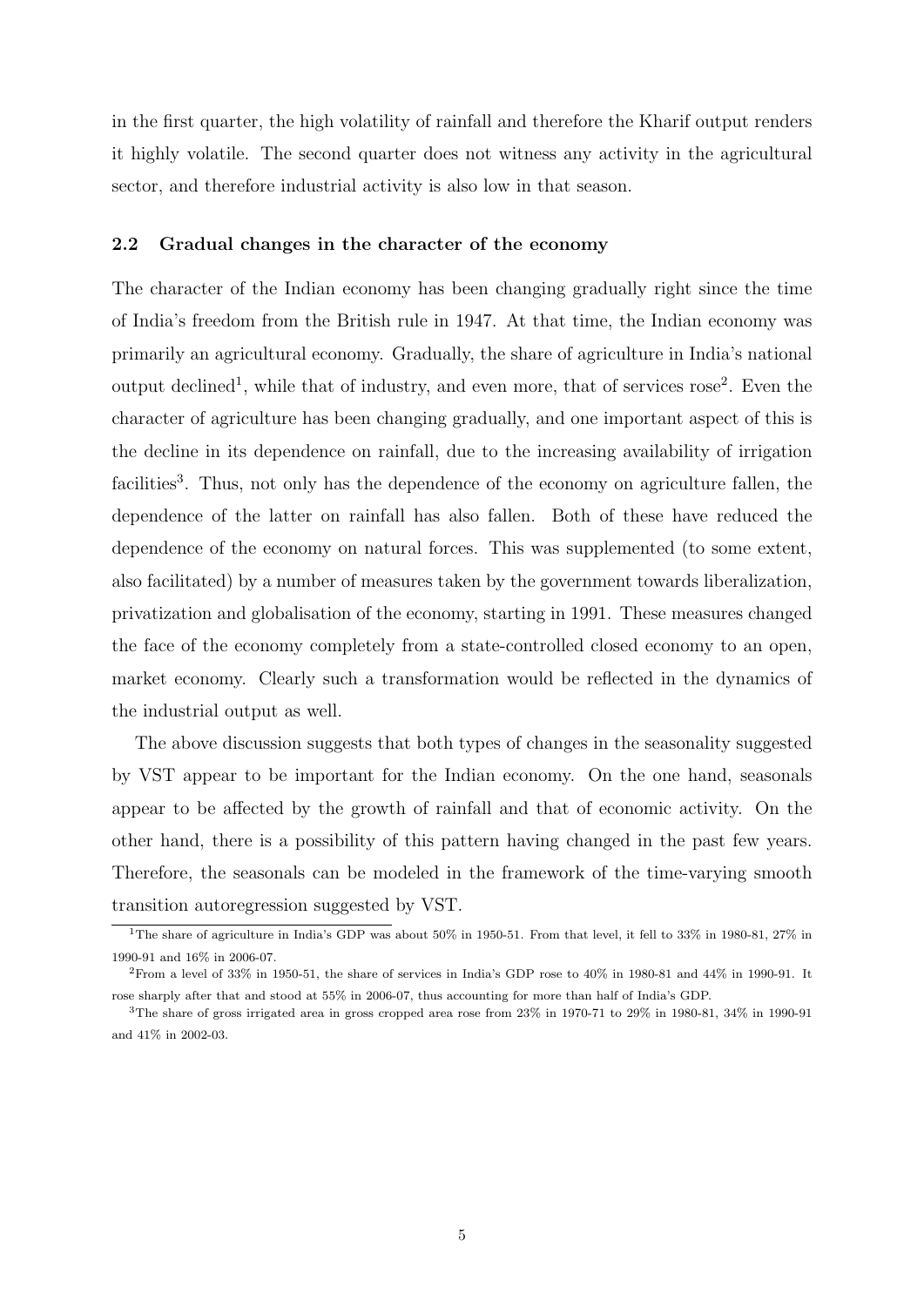in the first quarter, the high volatility of rainfall and therefore the Kharif output renders it highly volatile. The second quarter does not witness any activity in the agricultural sector, and therefore industrial activity is also low in that season.

### 2.2 Gradual changes in the character of the economy

The character of the Indian economy has been changing gradually right since the time of India's freedom from the British rule in 1947. At that time, the Indian economy was primarily an agricultural economy. Gradually, the share of agriculture in India's national output declined[1], while that of industry, and even more, that of services rose[2]. Even the character of agriculture has been changing gradually, and one important aspect of this is the decline in its dependence on rainfall, due to the increasing availability of irrigation facilities[3]. Thus, not only has the dependence of the economy on agriculture fallen, the dependence of the latter on rainfall has also fallen. Both of these have reduced the dependence of the economy on natural forces. This was supplemented (to some extent, also facilitated) by a number of measures taken by the government towards liberalization, privatization and globalisation of the economy, starting in 1991. These measures changed the face of the economy completely from a state-controlled closed economy to an open, market economy. Clearly such a transformation would be reflected in the dynamics of the industrial output as well.

The above discussion suggests that both types of changes in the seasonality suggested by VST appear to be important for the Indian economy. On the one hand, seasonals appear to be affected by the growth of rainfall and that of economic activity. On the other hand, there is a possibility of this pattern having changed in the past few years. Therefore, the seasonals can be modeled in the framework of the time-varying smooth transition autoregression suggested by VST.

---

[1] The share of agriculture in India's GDP was about 50% in 1950-51. From that level, it fell to 33% in 1980-81, 27% in 1990-91 and 16% in 2006-07.

[2] From a level of 33% in 1950-51, the share of services in India's GDP rose to 40% in 1980-81 and 44% in 1990-91. It rose sharply after that and stood at 55% in 2006-07, thus accounting for more than half of India's GDP.

[3] The share of gross irrigated area in gross cropped area rose from 23% in 1970-71 to 29% in 1980-81, 34% in 1990-91 and 41% in 2002-03.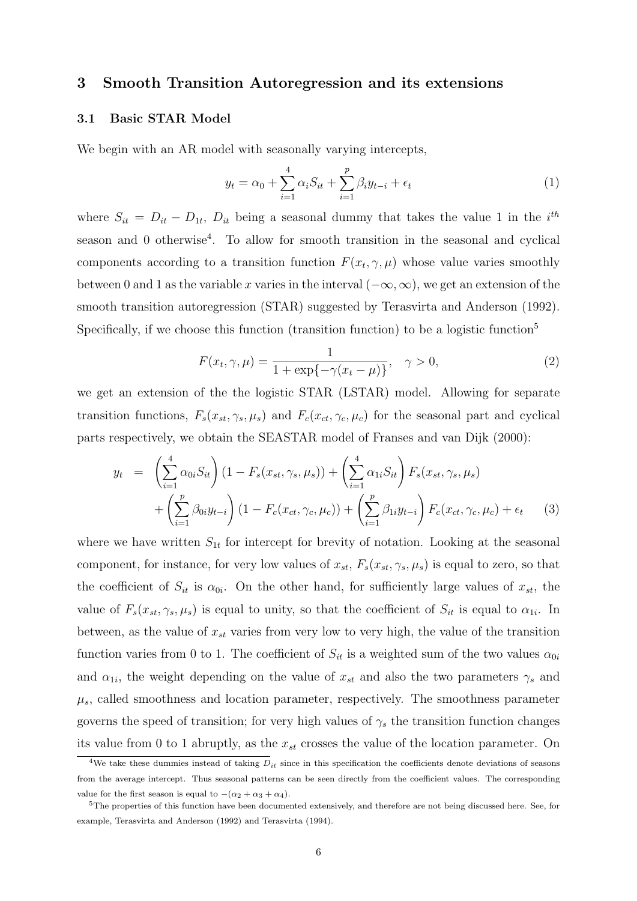## 3 Smooth Transition Autoregression and its extensions

### 3.1 Basic STAR Model

We begin with an AR model with seasonally varying intercepts,

$$y_t = \alpha_0 + \sum_{i=1}^{4} \alpha_i S_{it} + \sum_{i=1}^{p} \beta_i y_{t-i} + \epsilon_t \tag{1}$$

where $S_{it} = D_{it} - D_{1t}$, $D_{it}$ being a seasonal dummy that takes the value 1 in the $i^{th}$ season and 0 otherwise[4]. To allow for smooth transition in the seasonal and cyclical components according to a transition function $F(x_t, \gamma, \mu)$ whose value varies smoothly between 0 and 1 as the variable $x$ varies in the interval $(-\infty, \infty)$, we get an extension of the smooth transition autoregression (STAR) suggested by Terasvirta and Anderson (1992). Specifically, if we choose this function (transition function) to be a logistic function[5]

$$F(x_t, \gamma, \mu) = \frac{1}{1 + \exp\{-\gamma(x_t - \mu)\}}, \quad \gamma > 0, \tag{2}$$

we get an extension of the the logistic STAR (LSTAR) model. Allowing for separate transition functions, $F_s(x_{st}, \gamma_s, \mu_s)$ and $F_c(x_{ct}, \gamma_c, \mu_c)$ for the seasonal part and cyclical parts respectively, we obtain the SEASTAR model of Franses and van Dijk (2000):

$$\begin{aligned} y_t &= \left(\sum_{i=1}^{4} \alpha_{0i} S_{it}\right)(1 - F_s(x_{st}, \gamma_s, \mu_s)) + \left(\sum_{i=1}^{4} \alpha_{1i} S_{it}\right) F_s(x_{st}, \gamma_s, \mu_s) \\ &\quad + \left(\sum_{i=1}^{p} \beta_{0i} y_{t-i}\right)(1 - F_c(x_{ct}, \gamma_c, \mu_c)) + \left(\sum_{i=1}^{p} \beta_{1i} y_{t-i}\right) F_c(x_{ct}, \gamma_c, \mu_c) + \epsilon_t \end{aligned} \tag{3}$$

where we have written $S_{1t}$ for intercept for brevity of notation. Looking at the seasonal component, for instance, for very low values of $x_{st}$, $F_s(x_{st}, \gamma_s, \mu_s)$ is equal to zero, so that the coefficient of $S_{it}$ is $\alpha_{0i}$. On the other hand, for sufficiently large values of $x_{st}$, the value of $F_s(x_{st}, \gamma_s, \mu_s)$ is equal to unity, so that the coefficient of $S_{it}$ is equal to $\alpha_{1i}$. In between, as the value of $x_{st}$ varies from very low to very high, the value of the transition function varies from 0 to 1. The coefficient of $S_{it}$ is a weighted sum of the two values $\alpha_{0i}$ and $\alpha_{1i}$, the weight depending on the value of $x_{st}$ and also the two parameters $\gamma_s$ and $\mu_s$, called smoothness and location parameter, respectively. The smoothness parameter governs the speed of transition; for very high values of $\gamma_s$ the transition function changes its value from 0 to 1 abruptly, as the $x_{st}$ crosses the value of the location parameter. On

---

[4] We take these dummies instead of taking $D_{it}$ since in this specification the coefficients denote deviations of seasons from the average intercept. Thus seasonal patterns can be seen directly from the coefficient values. The corresponding value for the first season is equal to $-(\alpha_2 + \alpha_3 + \alpha_4)$.

[5] The properties of this function have been documented extensively, and therefore are not being discussed here. See, for example, Terasvirta and Anderson (1992) and Terasvirta (1994).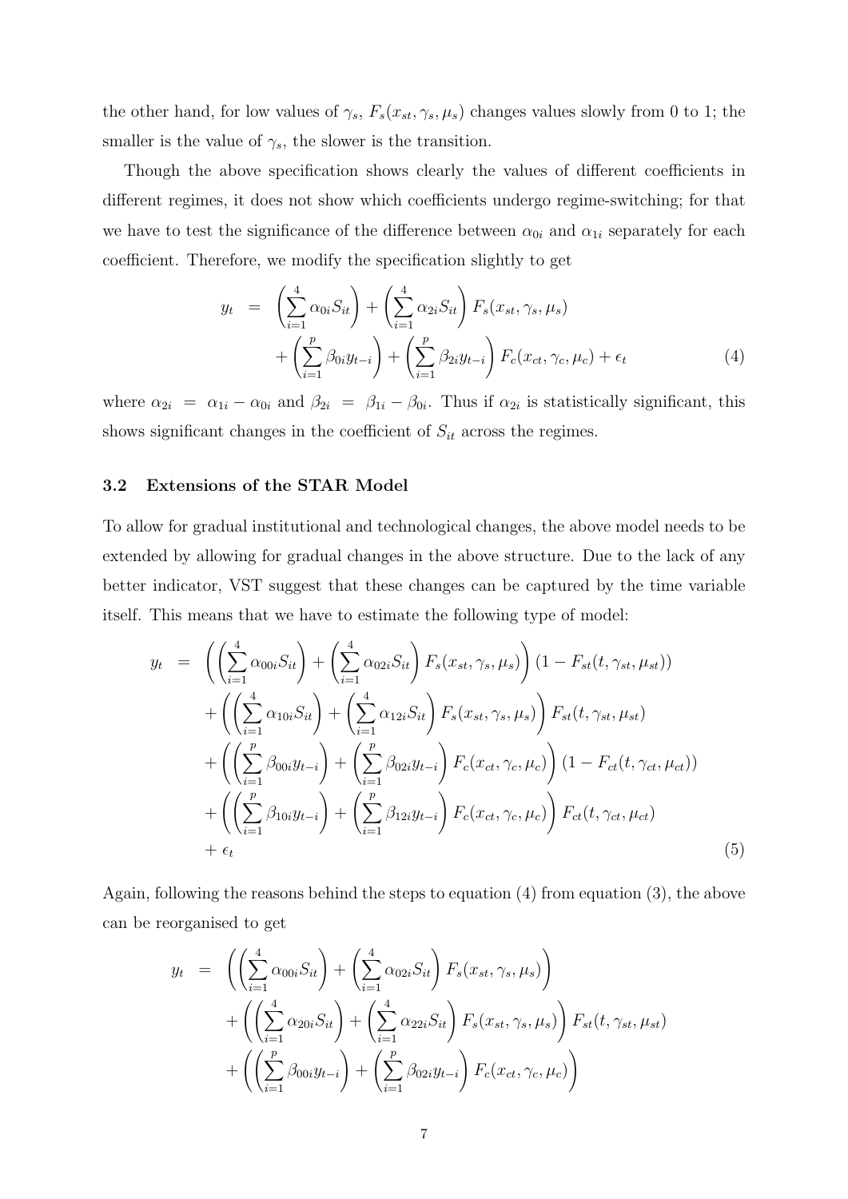the other hand, for low values of $\gamma_s$, $F_s(x_{st}, \gamma_s, \mu_s)$ changes values slowly from 0 to 1; the smaller is the value of $\gamma_s$, the slower is the transition.

Though the above specification shows clearly the values of different coefficients in different regimes, it does not show which coefficients undergo regime-switching; for that we have to test the significance of the difference between $\alpha_{0i}$ and $\alpha_{1i}$ separately for each coefficient. Therefore, we modify the specification slightly to get

$$
\begin{aligned}
y_t &= \left(\sum_{i=1}^{4} \alpha_{0i} S_{it}\right) + \left(\sum_{i=1}^{4} \alpha_{2i} S_{it}\right) F_s(x_{st}, \gamma_s, \mu_s) \\
&\quad + \left(\sum_{i=1}^{p} \beta_{0i} y_{t-i}\right) + \left(\sum_{i=1}^{p} \beta_{2i} y_{t-i}\right) F_c(x_{ct}, \gamma_c, \mu_c) + \epsilon_t
\end{aligned} \tag{4}
$$

where $\alpha_{2i} = \alpha_{1i} - \alpha_{0i}$ and $\beta_{2i} = \beta_{1i} - \beta_{0i}$. Thus if $\alpha_{2i}$ is statistically significant, this shows significant changes in the coefficient of $S_{it}$ across the regimes.

### 3.2 Extensions of the STAR Model

To allow for gradual institutional and technological changes, the above model needs to be extended by allowing for gradual changes in the above structure. Due to the lack of any better indicator, VST suggest that these changes can be captured by the time variable itself. This means that we have to estimate the following type of model:

$$
\begin{aligned}
y_t &= \left( \left(\sum_{i=1}^{4} \alpha_{00i} S_{it}\right) + \left(\sum_{i=1}^{4} \alpha_{02i} S_{it}\right) F_s(x_{st}, \gamma_s, \mu_s) \right) (1 - F_{st}(t, \gamma_{st}, \mu_{st})) \\
&\quad + \left( \left(\sum_{i=1}^{4} \alpha_{10i} S_{it}\right) + \left(\sum_{i=1}^{4} \alpha_{12i} S_{it}\right) F_s(x_{st}, \gamma_s, \mu_s) \right) F_{st}(t, \gamma_{st}, \mu_{st}) \\
&\quad + \left( \left(\sum_{i=1}^{p} \beta_{00i} y_{t-i}\right) + \left(\sum_{i=1}^{p} \beta_{02i} y_{t-i}\right) F_c(x_{ct}, \gamma_c, \mu_c) \right) (1 - F_{ct}(t, \gamma_{ct}, \mu_{ct})) \\
&\quad + \left( \left(\sum_{i=1}^{p} \beta_{10i} y_{t-i}\right) + \left(\sum_{i=1}^{p} \beta_{12i} y_{t-i}\right) F_c(x_{ct}, \gamma_c, \mu_c) \right) F_{ct}(t, \gamma_{ct}, \mu_{ct}) \\
&\quad + \epsilon_t
\end{aligned} \tag{5}
$$

Again, following the reasons behind the steps to equation (4) from equation (3), the above can be reorganised to get

$$
\begin{aligned}
y_t &= \left( \left(\sum_{i=1}^{4} \alpha_{00i} S_{it}\right) + \left(\sum_{i=1}^{4} \alpha_{02i} S_{it}\right) F_s(x_{st}, \gamma_s, \mu_s) \right) \\
&\quad + \left( \left(\sum_{i=1}^{4} \alpha_{20i} S_{it}\right) + \left(\sum_{i=1}^{4} \alpha_{22i} S_{it}\right) F_s(x_{st}, \gamma_s, \mu_s) \right) F_{st}(t, \gamma_{st}, \mu_{st}) \\
&\quad + \left( \left(\sum_{i=1}^{p} \beta_{00i} y_{t-i}\right) + \left(\sum_{i=1}^{p} \beta_{02i} y_{t-i}\right) F_c(x_{ct}, \gamma_c, \mu_c) \right)
\end{aligned}
$$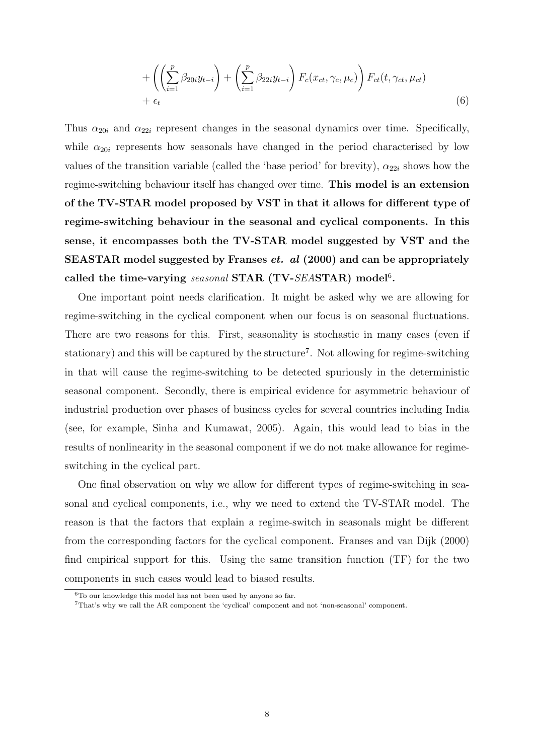$$
\begin{aligned}
&+ \left( \left( \sum_{i=1}^{p} \beta_{20i} y_{t-i} \right) + \left( \sum_{i=1}^{p} \beta_{22i} y_{t-i} \right) F_c(x_{ct}, \gamma_c, \mu_c) \right) F_{ct}(t, \gamma_{ct}, \mu_{ct}) \\
&+ \epsilon_t
\end{aligned}
\tag{6}
$$

Thus $\alpha_{20i}$ and $\alpha_{22i}$ represent changes in the seasonal dynamics over time. Specifically, while $\alpha_{20i}$ represents how seasonals have changed in the period characterised by low values of the transition variable (called the 'base period' for brevity), $\alpha_{22i}$ shows how the regime-switching behaviour itself has changed over time. **This model is an extension of the TV-STAR model proposed by VST in that it allows for different type of regime-switching behaviour in the seasonal and cyclical components. In this sense, it encompasses both the TV-STAR model suggested by VST and the SEASTAR model suggested by Franses *et. al* (2000) and can be appropriately called the time-varying *seasonal* STAR (TV-*SEA*STAR) model[6].**

One important point needs clarification. It might be asked why we are allowing for regime-switching in the cyclical component when our focus is on seasonal fluctuations. There are two reasons for this. First, seasonality is stochastic in many cases (even if stationary) and this will be captured by the structure[7]. Not allowing for regime-switching in that will cause the regime-switching to be detected spuriously in the deterministic seasonal component. Secondly, there is empirical evidence for asymmetric behaviour of industrial production over phases of business cycles for several countries including India (see, for example, Sinha and Kumawat, 2005). Again, this would lead to bias in the results of nonlinearity in the seasonal component if we do not make allowance for regime-switching in the cyclical part.

One final observation on why we allow for different types of regime-switching in seasonal and cyclical components, i.e., why we need to extend the TV-STAR model. The reason is that the factors that explain a regime-switch in seasonals might be different from the corresponding factors for the cyclical component. Franses and van Dijk (2000) find empirical support for this. Using the same transition function (TF) for the two components in such cases would lead to biased results.

[6]To our knowledge this model has not been used by anyone so far.

[7]That's why we call the AR component the 'cyclical' component and not 'non-seasonal' component.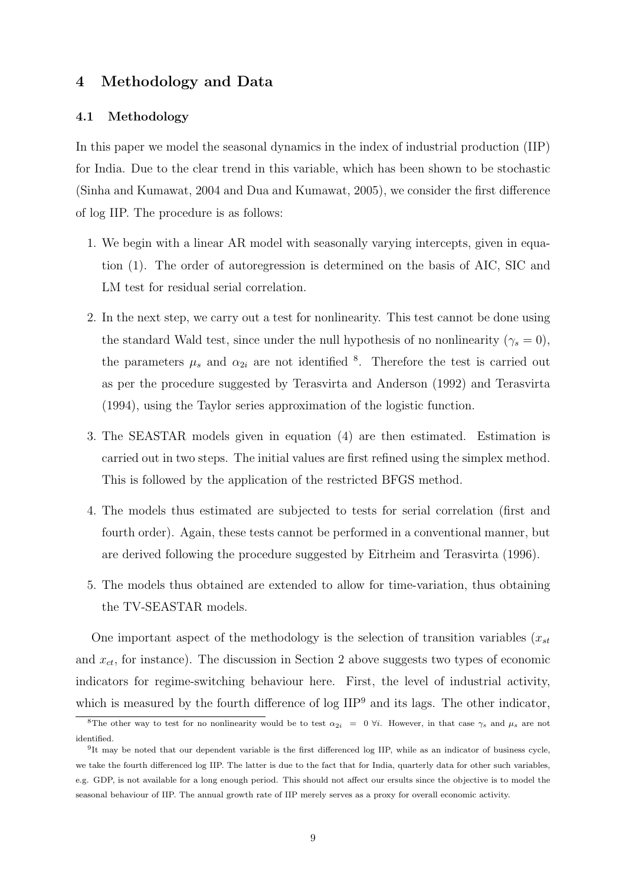## 4 Methodology and Data

### 4.1 Methodology

In this paper we model the seasonal dynamics in the index of industrial production (IIP) for India. Due to the clear trend in this variable, which has been shown to be stochastic (Sinha and Kumawat, 2004 and Dua and Kumawat, 2005), we consider the first difference of log IIP. The procedure is as follows:

1. We begin with a linear AR model with seasonally varying intercepts, given in equation (1). The order of autoregression is determined on the basis of AIC, SIC and LM test for residual serial correlation.

2. In the next step, we carry out a test for nonlinearity. This test cannot be done using the standard Wald test, since under the null hypothesis of no nonlinearity ($\gamma_s = 0$), the parameters $\mu_s$ and $\alpha_{2i}$ are not identified [8]. Therefore the test is carried out as per the procedure suggested by Terasvirta and Anderson (1992) and Terasvirta (1994), using the Taylor series approximation of the logistic function.

3. The SEASTAR models given in equation (4) are then estimated. Estimation is carried out in two steps. The initial values are first refined using the simplex method. This is followed by the application of the restricted BFGS method.

4. The models thus estimated are subjected to tests for serial correlation (first and fourth order). Again, these tests cannot be performed in a conventional manner, but are derived following the procedure suggested by Eitrheim and Terasvirta (1996).

5. The models thus obtained are extended to allow for time-variation, thus obtaining the TV-SEASTAR models.

One important aspect of the methodology is the selection of transition variables ($x_{st}$ and $x_{ct}$, for instance). The discussion in Section 2 above suggests two types of economic indicators for regime-switching behaviour here. First, the level of industrial activity, which is measured by the fourth difference of log IIP[9] and its lags. The other indicator,

---

[8] The other way to test for no nonlinearity would be to test $\alpha_{2i} = 0 \; \forall i$. However, in that case $\gamma_s$ and $\mu_s$ are not identified.

[9] It may be noted that our dependent variable is the first differenced log IIP, while as an indicator of business cycle, we take the fourth differenced log IIP. The latter is due to the fact that for India, quarterly data for other such variables, e.g. GDP, is not available for a long enough period. This should not affect our ersults since the objective is to model the seasonal behaviour of IIP. The annual growth rate of IIP merely serves as a proxy for overall economic activity.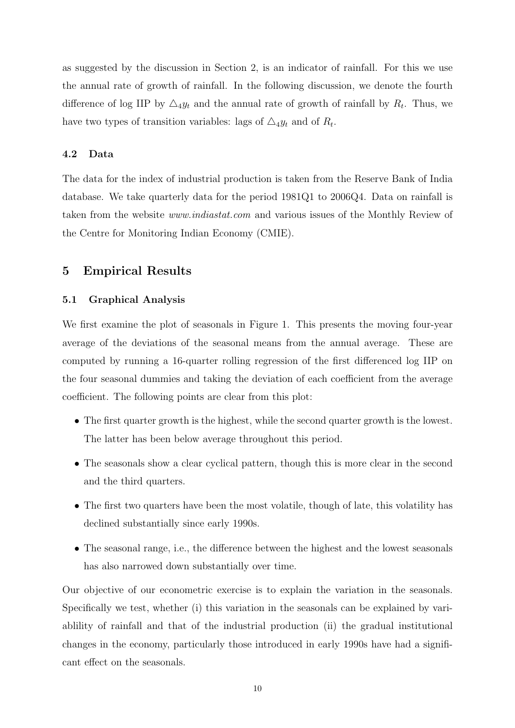as suggested by the discussion in Section 2, is an indicator of rainfall. For this we use the annual rate of growth of rainfall. In the following discussion, we denote the fourth difference of log IIP by $\triangle_4 y_t$ and the annual rate of growth of rainfall by $R_t$. Thus, we have two types of transition variables: lags of $\triangle_4 y_t$ and of $R_t$.

### 4.2 Data

The data for the index of industrial production is taken from the Reserve Bank of India database. We take quarterly data for the period 1981Q1 to 2006Q4. Data on rainfall is taken from the website *www.indiastat.com* and various issues of the Monthly Review of the Centre for Monitoring Indian Economy (CMIE).

## 5 Empirical Results

### 5.1 Graphical Analysis

We first examine the plot of seasonals in Figure 1. This presents the moving four-year average of the deviations of the seasonal means from the annual average. These are computed by running a 16-quarter rolling regression of the first differenced log IIP on the four seasonal dummies and taking the deviation of each coefficient from the average coefficient. The following points are clear from this plot:

- The first quarter growth is the highest, while the second quarter growth is the lowest. The latter has been below average throughout this period.
- The seasonals show a clear cyclical pattern, though this is more clear in the second and the third quarters.
- The first two quarters have been the most volatile, though of late, this volatility has declined substantially since early 1990s.
- The seasonal range, i.e., the difference between the highest and the lowest seasonals has also narrowed down substantially over time.

Our objective of our econometric exercise is to explain the variation in the seasonals. Specifically we test, whether (i) this variation in the seasonals can be explained by variablility of rainfall and that of the industrial production (ii) the gradual institutional changes in the economy, particularly those introduced in early 1990s have had a significant effect on the seasonals.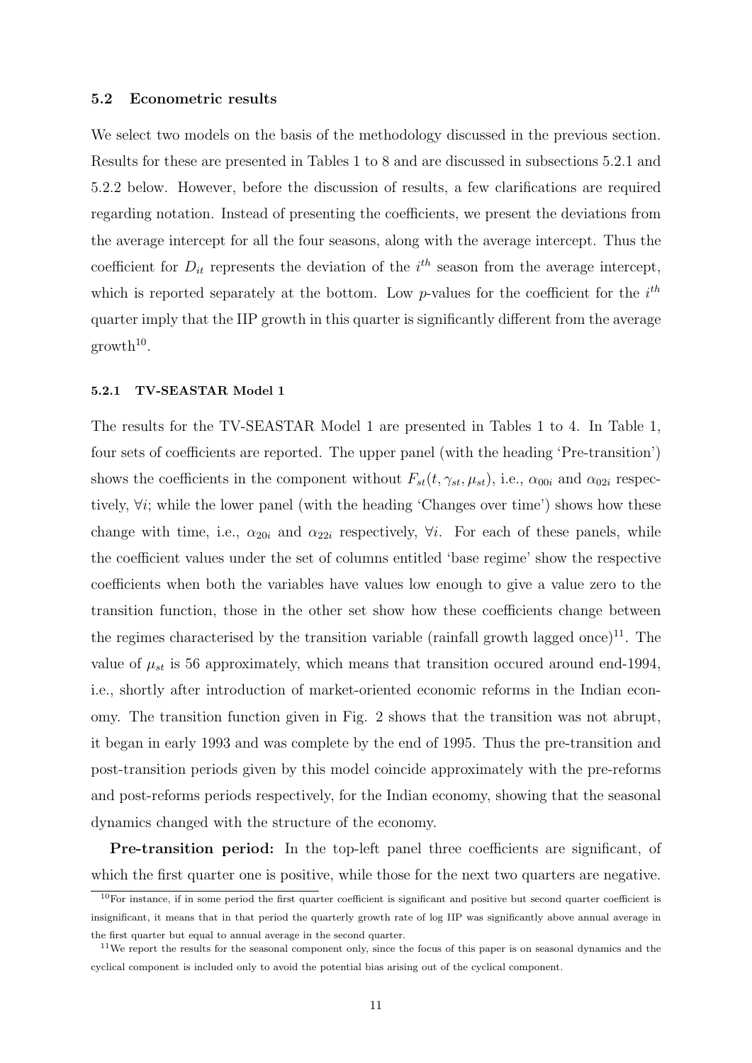### 5.2 Econometric results

We select two models on the basis of the methodology discussed in the previous section. Results for these are presented in Tables 1 to 8 and are discussed in subsections 5.2.1 and 5.2.2 below. However, before the discussion of results, a few clarifications are required regarding notation. Instead of presenting the coefficients, we present the deviations from the average intercept for all the four seasons, along with the average intercept. Thus the coefficient for $D_{it}$ represents the deviation of the $i^{th}$ season from the average intercept, which is reported separately at the bottom. Low $p$-values for the coefficient for the $i^{th}$ quarter imply that the IIP growth in this quarter is significantly different from the average growth[10].

#### 5.2.1 TV-SEASTAR Model 1

The results for the TV-SEASTAR Model 1 are presented in Tables 1 to 4. In Table 1, four sets of coefficients are reported. The upper panel (with the heading 'Pre-transition') shows the coefficients in the component without $F_{st}(t, \gamma_{st}, \mu_{st})$, i.e., $\alpha_{00i}$ and $\alpha_{02i}$ respectively, $\forall i$; while the lower panel (with the heading 'Changes over time') shows how these change with time, i.e., $\alpha_{20i}$ and $\alpha_{22i}$ respectively, $\forall i$. For each of these panels, while the coefficient values under the set of columns entitled 'base regime' show the respective coefficients when both the variables have values low enough to give a value zero to the transition function, those in the other set show how these coefficients change between the regimes characterised by the transition variable (rainfall growth lagged once)[11]. The value of $\mu_{st}$ is 56 approximately, which means that transition occured around end-1994, i.e., shortly after introduction of market-oriented economic reforms in the Indian economy. The transition function given in Fig. 2 shows that the transition was not abrupt, it began in early 1993 and was complete by the end of 1995. Thus the pre-transition and post-transition periods given by this model coincide approximately with the pre-reforms and post-reforms periods respectively, for the Indian economy, showing that the seasonal dynamics changed with the structure of the economy.

**Pre-transition period:** In the top-left panel three coefficients are significant, of which the first quarter one is positive, while those for the next two quarters are negative.

[10] For instance, if in some period the first quarter coefficient is significant and positive but second quarter coefficient is insignificant, it means that in that period the quarterly growth rate of log IIP was significantly above annual average in the first quarter but equal to annual average in the second quarter.

[11] We report the results for the seasonal component only, since the focus of this paper is on seasonal dynamics and the cyclical component is included only to avoid the potential bias arising out of the cyclical component.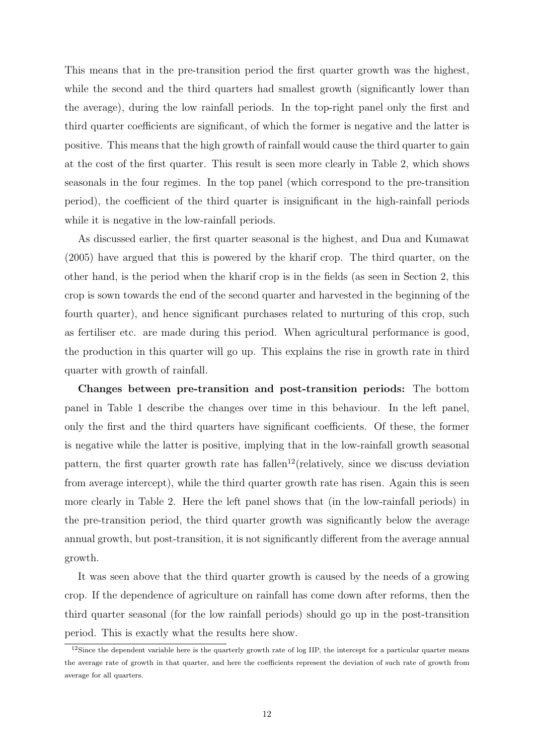This means that in the pre-transition period the first quarter growth was the highest, while the second and the third quarters had smallest growth (significantly lower than the average), during the low rainfall periods. In the top-right panel only the first and third quarter coefficients are significant, of which the former is negative and the latter is positive. This means that the high growth of rainfall would cause the third quarter to gain at the cost of the first quarter. This result is seen more clearly in Table 2, which shows seasonals in the four regimes. In the top panel (which correspond to the pre-transition period), the coefficient of the third quarter is insignificant in the high-rainfall periods while it is negative in the low-rainfall periods.

As discussed earlier, the first quarter seasonal is the highest, and Dua and Kumawat (2005) have argued that this is powered by the kharif crop. The third quarter, on the other hand, is the period when the kharif crop is in the fields (as seen in Section 2, this crop is sown towards the end of the second quarter and harvested in the beginning of the fourth quarter), and hence significant purchases related to nurturing of this crop, such as fertiliser etc. are made during this period. When agricultural performance is good, the production in this quarter will go up. This explains the rise in growth rate in third quarter with growth of rainfall.

**Changes between pre-transition and post-transition periods:** The bottom panel in Table 1 describe the changes over time in this behaviour. In the left panel, only the first and the third quarters have significant coefficients. Of these, the former is negative while the latter is positive, implying that in the low-rainfall growth seasonal pattern, the first quarter growth rate has fallen[12](relatively, since we discuss deviation from average intercept), while the third quarter growth rate has risen. Again this is seen more clearly in Table 2. Here the left panel shows that (in the low-rainfall periods) in the pre-transition period, the third quarter growth was significantly below the average annual growth, but post-transition, it is not significantly different from the average annual growth.

It was seen above that the third quarter growth is caused by the needs of a growing crop. If the dependence of agriculture on rainfall has come down after reforms, then the third quarter seasonal (for the low rainfall periods) should go up in the post-transition period. This is exactly what the results here show.

[12]Since the dependent variable here is the quarterly growth rate of log IIP, the intercept for a particular quarter means the average rate of growth in that quarter, and here the coefficients represent the deviation of such rate of growth from average for all quarters.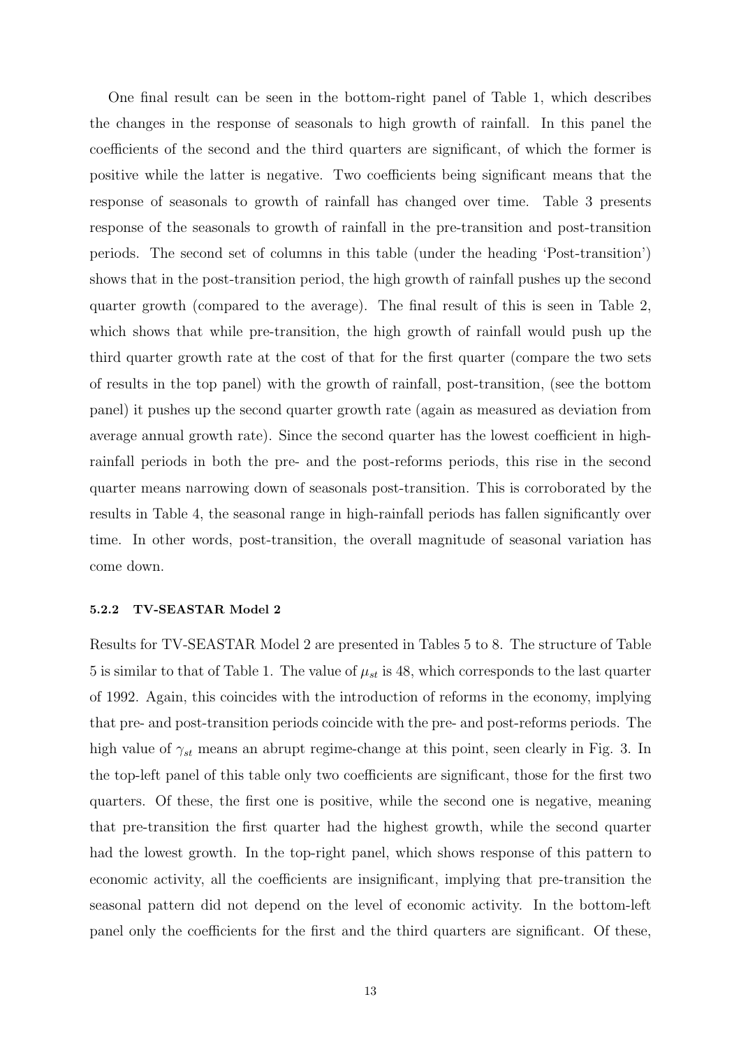One final result can be seen in the bottom-right panel of Table 1, which describes the changes in the response of seasonals to high growth of rainfall. In this panel the coefficients of the second and the third quarters are significant, of which the former is positive while the latter is negative. Two coefficients being significant means that the response of seasonals to growth of rainfall has changed over time. Table 3 presents response of the seasonals to growth of rainfall in the pre-transition and post-transition periods. The second set of columns in this table (under the heading 'Post-transition') shows that in the post-transition period, the high growth of rainfall pushes up the second quarter growth (compared to the average). The final result of this is seen in Table 2, which shows that while pre-transition, the high growth of rainfall would push up the third quarter growth rate at the cost of that for the first quarter (compare the two sets of results in the top panel) with the growth of rainfall, post-transition, (see the bottom panel) it pushes up the second quarter growth rate (again as measured as deviation from average annual growth rate). Since the second quarter has the lowest coefficient in high-rainfall periods in both the pre- and the post-reforms periods, this rise in the second quarter means narrowing down of seasonals post-transition. This is corroborated by the results in Table 4, the seasonal range in high-rainfall periods has fallen significantly over time. In other words, post-transition, the overall magnitude of seasonal variation has come down.

#### 5.2.2 TV-SEASTAR Model 2

Results for TV-SEASTAR Model 2 are presented in Tables 5 to 8. The structure of Table 5 is similar to that of Table 1. The value of $\mu_{st}$ is 48, which corresponds to the last quarter of 1992. Again, this coincides with the introduction of reforms in the economy, implying that pre- and post-transition periods coincide with the pre- and post-reforms periods. The high value of $\gamma_{st}$ means an abrupt regime-change at this point, seen clearly in Fig. 3. In the top-left panel of this table only two coefficients are significant, those for the first two quarters. Of these, the first one is positive, while the second one is negative, meaning that pre-transition the first quarter had the highest growth, while the second quarter had the lowest growth. In the top-right panel, which shows response of this pattern to economic activity, all the coefficients are insignificant, implying that pre-transition the seasonal pattern did not depend on the level of economic activity. In the bottom-left panel only the coefficients for the first and the third quarters are significant. Of these,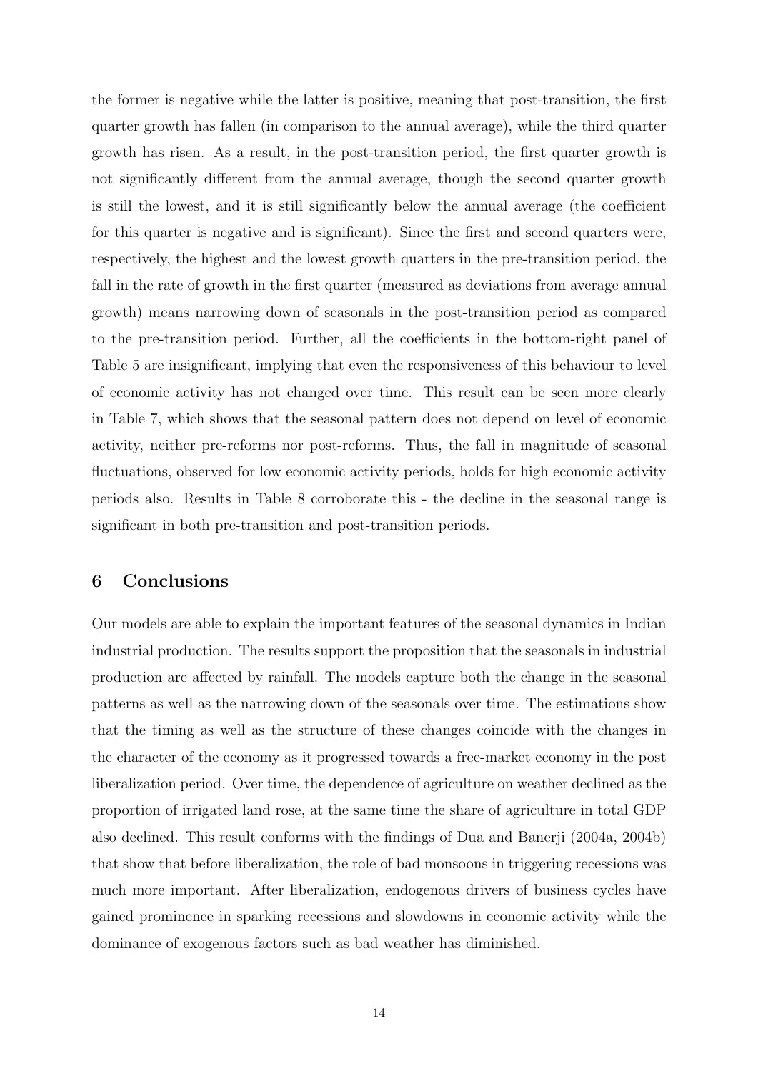the former is negative while the latter is positive, meaning that post-transition, the first quarter growth has fallen (in comparison to the annual average), while the third quarter growth has risen. As a result, in the post-transition period, the first quarter growth is not significantly different from the annual average, though the second quarter growth is still the lowest, and it is still significantly below the annual average (the coefficient for this quarter is negative and is significant). Since the first and second quarters were, respectively, the highest and the lowest growth quarters in the pre-transition period, the fall in the rate of growth in the first quarter (measured as deviations from average annual growth) means narrowing down of seasonals in the post-transition period as compared to the pre-transition period. Further, all the coefficients in the bottom-right panel of Table 5 are insignificant, implying that even the responsiveness of this behaviour to level of economic activity has not changed over time. This result can be seen more clearly in Table 7, which shows that the seasonal pattern does not depend on level of economic activity, neither pre-reforms nor post-reforms. Thus, the fall in magnitude of seasonal fluctuations, observed for low economic activity periods, holds for high economic activity periods also. Results in Table 8 corroborate this - the decline in the seasonal range is significant in both pre-transition and post-transition periods.

## 6 Conclusions

Our models are able to explain the important features of the seasonal dynamics in Indian industrial production. The results support the proposition that the seasonals in industrial production are affected by rainfall. The models capture both the change in the seasonal patterns as well as the narrowing down of the seasonals over time. The estimations show that the timing as well as the structure of these changes coincide with the changes in the character of the economy as it progressed towards a free-market economy in the post liberalization period. Over time, the dependence of agriculture on weather declined as the proportion of irrigated land rose, at the same time the share of agriculture in total GDP also declined. This result conforms with the findings of Dua and Banerji (2004a, 2004b) that show that before liberalization, the role of bad monsoons in triggering recessions was much more important. After liberalization, endogenous drivers of business cycles have gained prominence in sparking recessions and slowdowns in economic activity while the dominance of exogenous factors such as bad weather has diminished.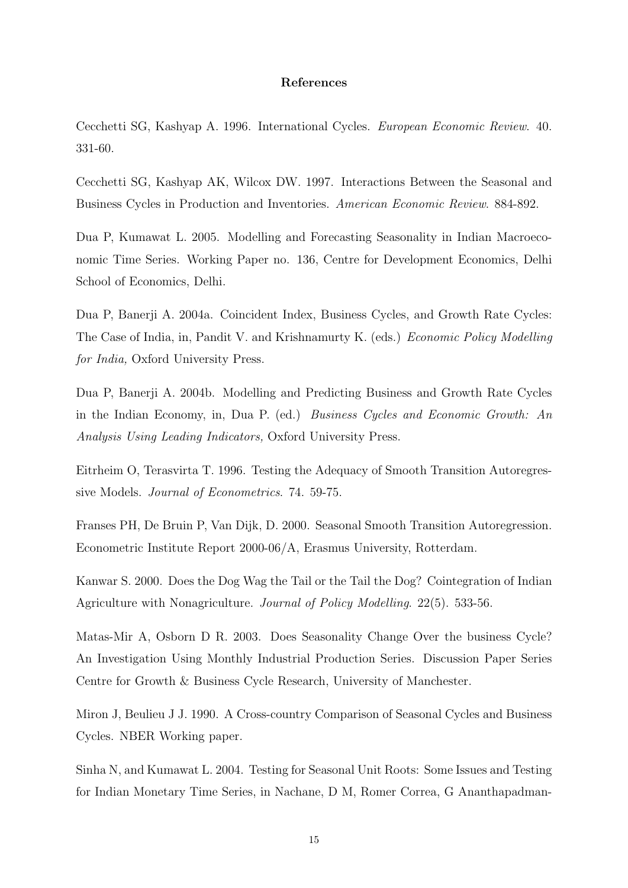## References

Cecchetti SG, Kashyap A. 1996. International Cycles. *European Economic Review*. 40. 331-60.

Cecchetti SG, Kashyap AK, Wilcox DW. 1997. Interactions Between the Seasonal and Business Cycles in Production and Inventories. *American Economic Review*. 884-892.

Dua P, Kumawat L. 2005. Modelling and Forecasting Seasonality in Indian Macroeconomic Time Series. Working Paper no. 136, Centre for Development Economics, Delhi School of Economics, Delhi.

Dua P, Banerji A. 2004a. Coincident Index, Business Cycles, and Growth Rate Cycles: The Case of India, in, Pandit V. and Krishnamurty K. (eds.) *Economic Policy Modelling for India,* Oxford University Press.

Dua P, Banerji A. 2004b. Modelling and Predicting Business and Growth Rate Cycles in the Indian Economy, in, Dua P. (ed.) *Business Cycles and Economic Growth: An Analysis Using Leading Indicators,* Oxford University Press.

Eitrheim O, Terasvirta T. 1996. Testing the Adequacy of Smooth Transition Autoregressive Models. *Journal of Econometrics*. 74. 59-75.

Franses PH, De Bruin P, Van Dijk, D. 2000. Seasonal Smooth Transition Autoregression. Econometric Institute Report 2000-06/A, Erasmus University, Rotterdam.

Kanwar S. 2000. Does the Dog Wag the Tail or the Tail the Dog? Cointegration of Indian Agriculture with Nonagriculture. *Journal of Policy Modelling*. 22(5). 533-56.

Matas-Mir A, Osborn D R. 2003. Does Seasonality Change Over the business Cycle? An Investigation Using Monthly Industrial Production Series. Discussion Paper Series Centre for Growth & Business Cycle Research, University of Manchester.

Miron J, Beulieu J J. 1990. A Cross-country Comparison of Seasonal Cycles and Business Cycles. NBER Working paper.

Sinha N, and Kumawat L. 2004. Testing for Seasonal Unit Roots: Some Issues and Testing for Indian Monetary Time Series, in Nachane, D M, Romer Correa, G Ananthapadman-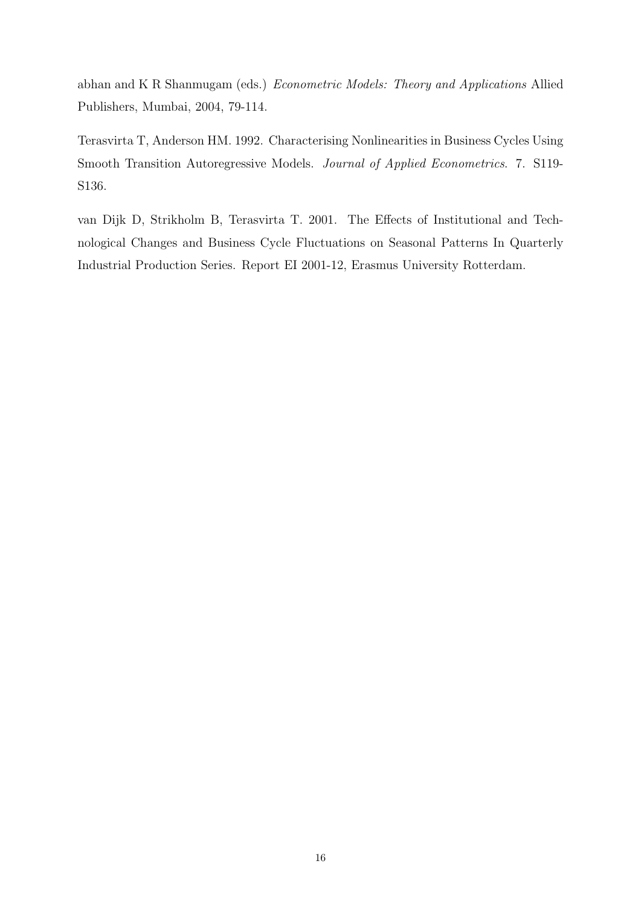abhan and K R Shanmugam (eds.) *Econometric Models: Theory and Applications* Allied Publishers, Mumbai, 2004, 79-114.

Terasvirta T, Anderson HM. 1992. Characterising Nonlinearities in Business Cycles Using Smooth Transition Autoregressive Models. *Journal of Applied Econometrics.* 7. S119-S136.

van Dijk D, Strikholm B, Terasvirta T. 2001. The Effects of Institutional and Technological Changes and Business Cycle Fluctuations on Seasonal Patterns In Quarterly Industrial Production Series. Report EI 2001-12, Erasmus University Rotterdam.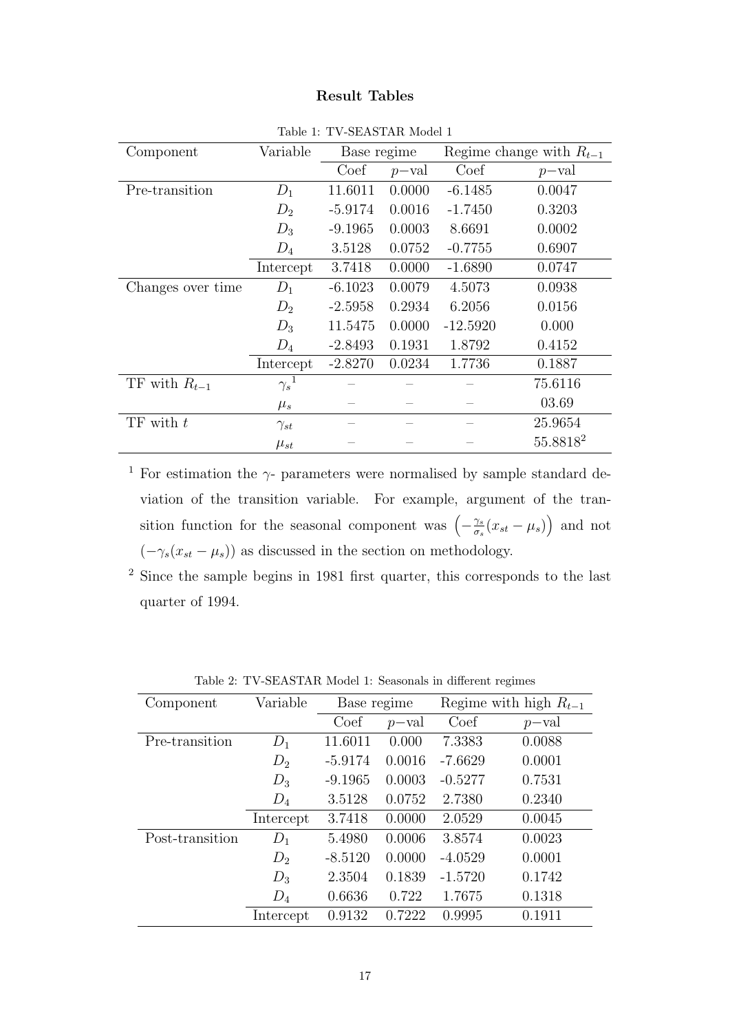## Result Tables

Table 1: TV-SEASTAR Model 1

| Component | Variable | Base regime | | Regime change with $R_{t-1}$ | |
|---|---|---|---|---|---|
| | | Coef | $p-$val | Coef | $p-$val |
| Pre-transition | $D_1$ | 11.6011 | 0.0000 | -6.1485 | 0.0047 |
| | $D_2$ | -5.9174 | 0.0016 | -1.7450 | 0.3203 |
| | $D_3$ | -9.1965 | 0.0003 | 8.6691 | 0.0002 |
| | $D_4$ | 3.5128 | 0.0752 | -0.7755 | 0.6907 |
| | Intercept | 3.7418 | 0.0000 | -1.6890 | 0.0747 |
| Changes over time | $D_1$ | -6.1023 | 0.0079 | 4.5073 | 0.0938 |
| | $D_2$ | -2.5958 | 0.2934 | 6.2056 | 0.0156 |
| | $D_3$ | 11.5475 | 0.0000 | -12.5920 | 0.000 |
| | $D_4$ | -2.8493 | 0.1931 | 1.8792 | 0.4152 |
| | Intercept | -2.8270 | 0.0234 | 1.7736 | 0.1887 |
| TF with $R_{t-1}$ | $\gamma_s$ [1] | – | – | – | 75.6116 |
| | $\mu_s$ | – | – | – | 03.69 |
| TF with $t$ | $\gamma_{st}$ | – | – | – | 25.9654 |
| | $\mu_{st}$ | – | – | – | 55.8818[2] |

[1] For estimation the $\gamma$- parameters were normalised by sample standard deviation of the transition variable. For example, argument of the transition function for the seasonal component was $\left(-\frac{\gamma_s}{\sigma_s}(x_{st} - \mu_s)\right)$ and not $(-\gamma_s(x_{st} - \mu_s))$ as discussed in the section on methodology.

[2] Since the sample begins in 1981 first quarter, this corresponds to the last quarter of 1994.

Table 2: TV-SEASTAR Model 1: Seasonals in different regimes

| Component | Variable | Base regime | | Regime with high $R_{t-1}$ | |
|---|---|---|---|---|---|
| | | Coef | $p-$val | Coef | $p-$val |
| Pre-transition | $D_1$ | 11.6011 | 0.000 | 7.3383 | 0.0088 |
| | $D_2$ | -5.9174 | 0.0016 | -7.6629 | 0.0001 |
| | $D_3$ | -9.1965 | 0.0003 | -0.5277 | 0.7531 |
| | $D_4$ | 3.5128 | 0.0752 | 2.7380 | 0.2340 |
| | Intercept | 3.7418 | 0.0000 | 2.0529 | 0.0045 |
| Post-transition | $D_1$ | 5.4980 | 0.0006 | 3.8574 | 0.0023 |
| | $D_2$ | -8.5120 | 0.0000 | -4.0529 | 0.0001 |
| | $D_3$ | 2.3504 | 0.1839 | -1.5720 | 0.1742 |
| | $D_4$ | 0.6636 | 0.722 | 1.7675 | 0.1318 |
| | Intercept | 0.9132 | 0.7222 | 0.9995 | 0.1911 |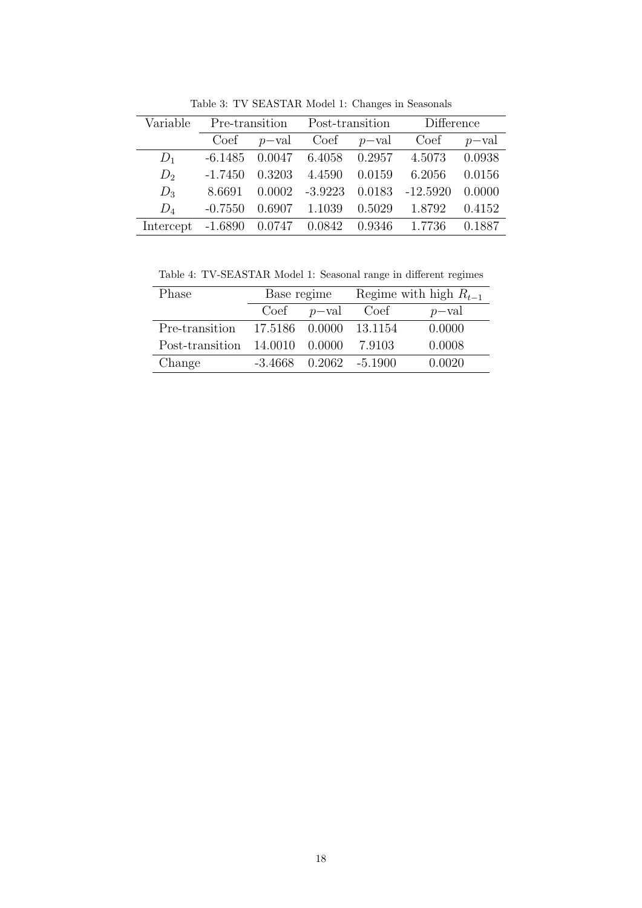Table 3: TV SEASTAR Model 1: Changes in Seasonals

| Variable | Pre-transition | | Post-transition | | Difference | |
|---|---|---|---|---|---|---|
| | Coef | $p-$val | Coef | $p-$val | Coef | $p-$val |
| $D_1$ | -6.1485 | 0.0047 | 6.4058 | 0.2957 | 4.5073 | 0.0938 |
| $D_2$ | -1.7450 | 0.3203 | 4.4590 | 0.0159 | 6.2056 | 0.0156 |
| $D_3$ | 8.6691 | 0.0002 | -3.9223 | 0.0183 | -12.5920 | 0.0000 |
| $D_4$ | -0.7550 | 0.6907 | 1.1039 | 0.5029 | 1.8792 | 0.4152 |
| Intercept | -1.6890 | 0.0747 | 0.0842 | 0.9346 | 1.7736 | 0.1887 |

Table 4: TV-SEASTAR Model 1: Seasonal range in different regimes

| Phase | Base regime | | Regime with high $R_{t-1}$ | |
|---|---|---|---|---|
| | Coef | $p-$val | Coef | $p-$val |
| Pre-transition | 17.5186 | 0.0000 | 13.1154 | 0.0000 |
| Post-transition | 14.0010 | 0.0000 | 7.9103 | 0.0008 |
| Change | -3.4668 | 0.2062 | -5.1900 | 0.0020 |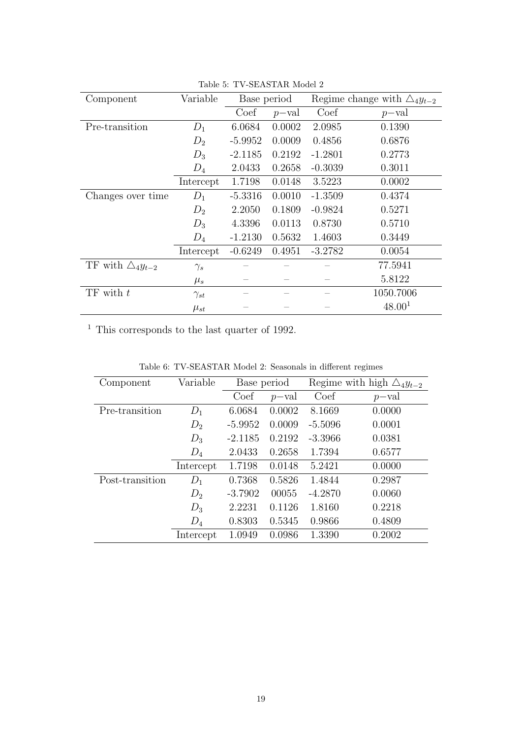Table 5: TV-SEASTAR Model 2

| Component | Variable | Base period | | Regime change with $\triangle_4 y_{t-2}$ | |
|---|---|---|---|---|---|
| | | Coef | $p-$val | Coef | $p-$val |
| Pre-transition | $D_1$ | 6.0684 | 0.0002 | 2.0985 | 0.1390 |
| | $D_2$ | -5.9952 | 0.0009 | 0.4856 | 0.6876 |
| | $D_3$ | -2.1185 | 0.2192 | -1.2801 | 0.2773 |
| | $D_4$ | 2.0433 | 0.2658 | -0.3039 | 0.3011 |
| | Intercept | 1.7198 | 0.0148 | 3.5223 | 0.0002 |
| Changes over time | $D_1$ | -5.3316 | 0.0010 | -1.3509 | 0.4374 |
| | $D_2$ | 2.2050 | 0.1809 | -0.9824 | 0.5271 |
| | $D_3$ | 4.3396 | 0.0113 | 0.8730 | 0.5710 |
| | $D_4$ | -1.2130 | 0.5632 | 1.4603 | 0.3449 |
| | Intercept | -0.6249 | 0.4951 | -3.2782 | 0.0054 |
| TF with $\triangle_4 y_{t-2}$ | $\gamma_s$ | – | – | – | 77.5941 |
| | $\mu_s$ | – | – | – | 5.8122 |
| TF with $t$ | $\gamma_{st}$ | – | – | – | 1050.7006 |
| | $\mu_{st}$ | – | – | – | 48.00[1] |

[1] This corresponds to the last quarter of 1992.

Table 6: TV-SEASTAR Model 2: Seasonals in different regimes

| Component | Variable | Base period | | Regime with high $\triangle_4 y_{t-2}$ | |
|---|---|---|---|---|---|
| | | Coef | $p-$val | Coef | $p-$val |
| Pre-transition | $D_1$ | 6.0684 | 0.0002 | 8.1669 | 0.0000 |
| | $D_2$ | -5.9952 | 0.0009 | -5.5096 | 0.0001 |
| | $D_3$ | -2.1185 | 0.2192 | -3.3966 | 0.0381 |
| | $D_4$ | 2.0433 | 0.2658 | 1.7394 | 0.6577 |
| | Intercept | 1.7198 | 0.0148 | 5.2421 | 0.0000 |
| Post-transition | $D_1$ | 0.7368 | 0.5826 | 1.4844 | 0.2987 |
| | $D_2$ | -3.7902 | 00055 | -4.2870 | 0.0060 |
| | $D_3$ | 2.2231 | 0.1126 | 1.8160 | 0.2218 |
| | $D_4$ | 0.8303 | 0.5345 | 0.9866 | 0.4809 |
| | Intercept | 1.0949 | 0.0986 | 1.3390 | 0.2002 |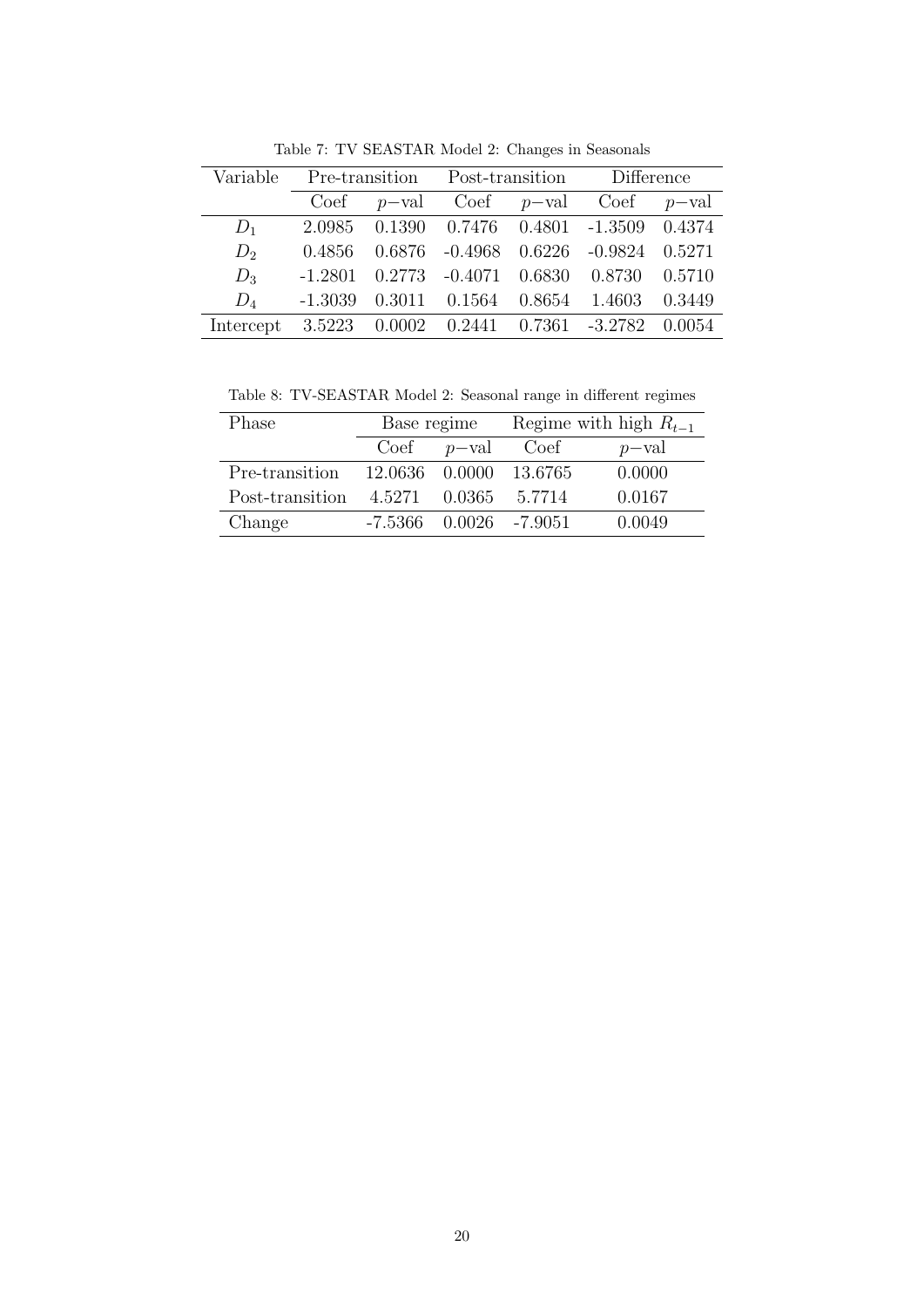Table 7: TV SEASTAR Model 2: Changes in Seasonals

| Variable | Pre-transition | | Post-transition | | Difference | |
|---|---|---|---|---|---|---|
| | Coef | $p-$val | Coef | $p-$val | Coef | $p-$val |
| $D_1$ | 2.0985 | 0.1390 | 0.7476 | 0.4801 | -1.3509 | 0.4374 |
| $D_2$ | 0.4856 | 0.6876 | -0.4968 | 0.6226 | -0.9824 | 0.5271 |
| $D_3$ | -1.2801 | 0.2773 | -0.4071 | 0.6830 | 0.8730 | 0.5710 |
| $D_4$ | -1.3039 | 0.3011 | 0.1564 | 0.8654 | 1.4603 | 0.3449 |
| Intercept | 3.5223 | 0.0002 | 0.2441 | 0.7361 | -3.2782 | 0.0054 |

Table 8: TV-SEASTAR Model 2: Seasonal range in different regimes

| Phase | Base regime | | Regime with high $R_{t-1}$ | |
|---|---|---|---|---|
| | Coef | $p-$val | Coef | $p-$val |
| Pre-transition | 12.0636 | 0.0000 | 13.6765 | 0.0000 |
| Post-transition | 4.5271 | 0.0365 | 5.7714 | 0.0167 |
| Change | -7.5366 | 0.0026 | -7.9051 | 0.0049 |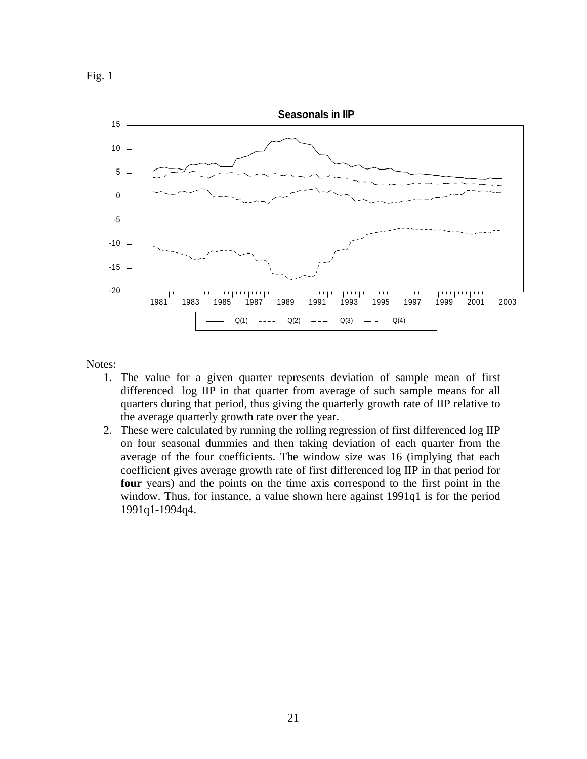Fig. 1

Notes:

1. The value for a given quarter represents deviation of sample mean of first differenced log IIP in that quarter from average of such sample means for all quarters during that period, thus giving the quarterly growth rate of IIP relative to the average quarterly growth rate over the year.
2. These were calculated by running the rolling regression of first differenced log IIP on four seasonal dummies and then taking deviation of each quarter from the average of the four coefficients. The window size was 16 (implying that each coefficient gives average growth rate of first differenced log IIP in that period for **four** years) and the points on the time axis correspond to the first point in the window. Thus, for instance, a value shown here against 1991q1 is for the period 1991q1-1994q4.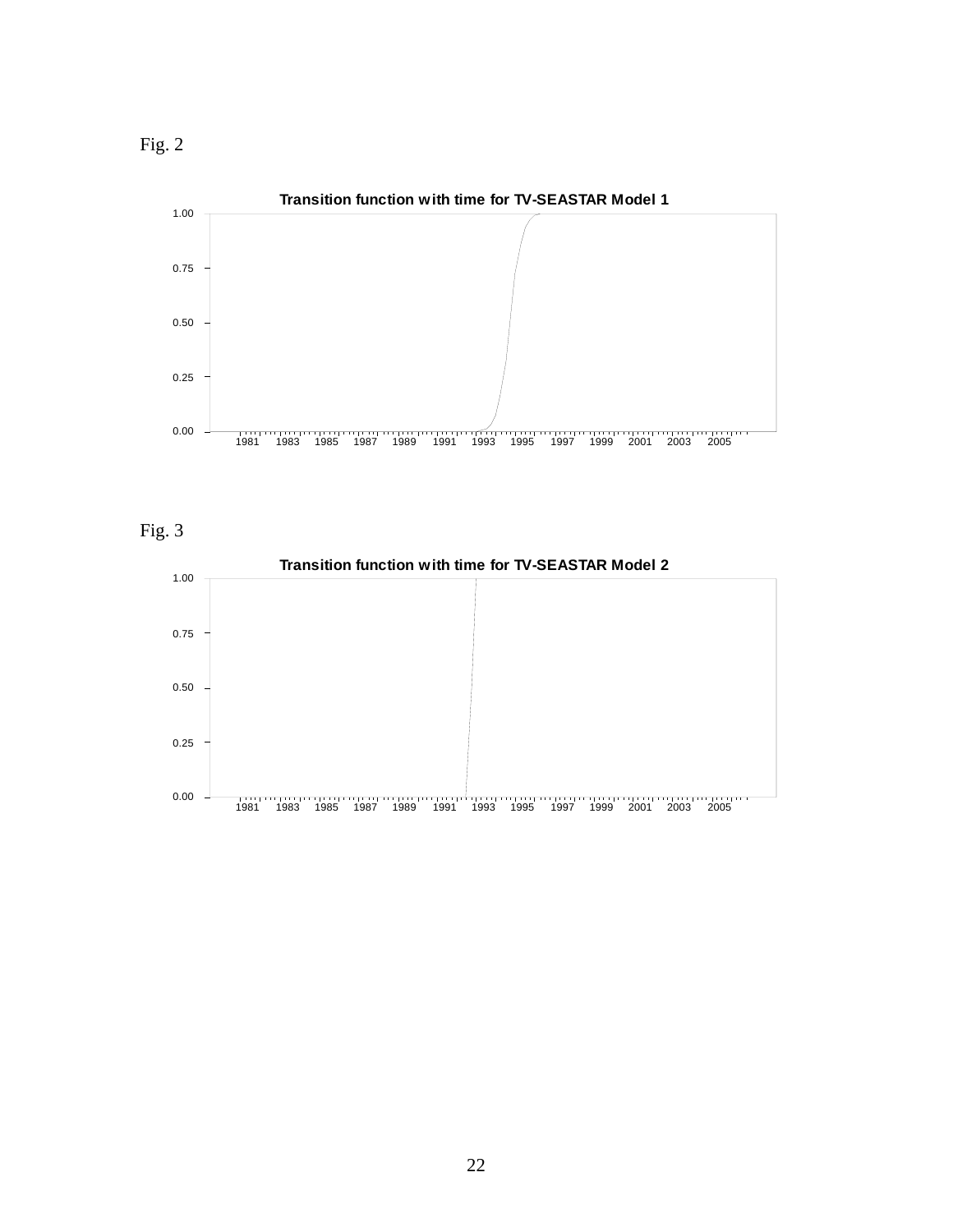Fig. 2

Transition function with time for TV-SEASTAR Model 1

1.00
0.75
0.50
0.25
0.00

1981 1983 1985 1987 1989 1991 1993 1995 1997 1999 2001 2003 2005

Fig. 3

Transition function with time for TV-SEASTAR Model 2

1.00
0.75
0.50
0.25
0.00

1981 1983 1985 1987 1989 1991 1993 1995 1997 1999 2001 2003 2005